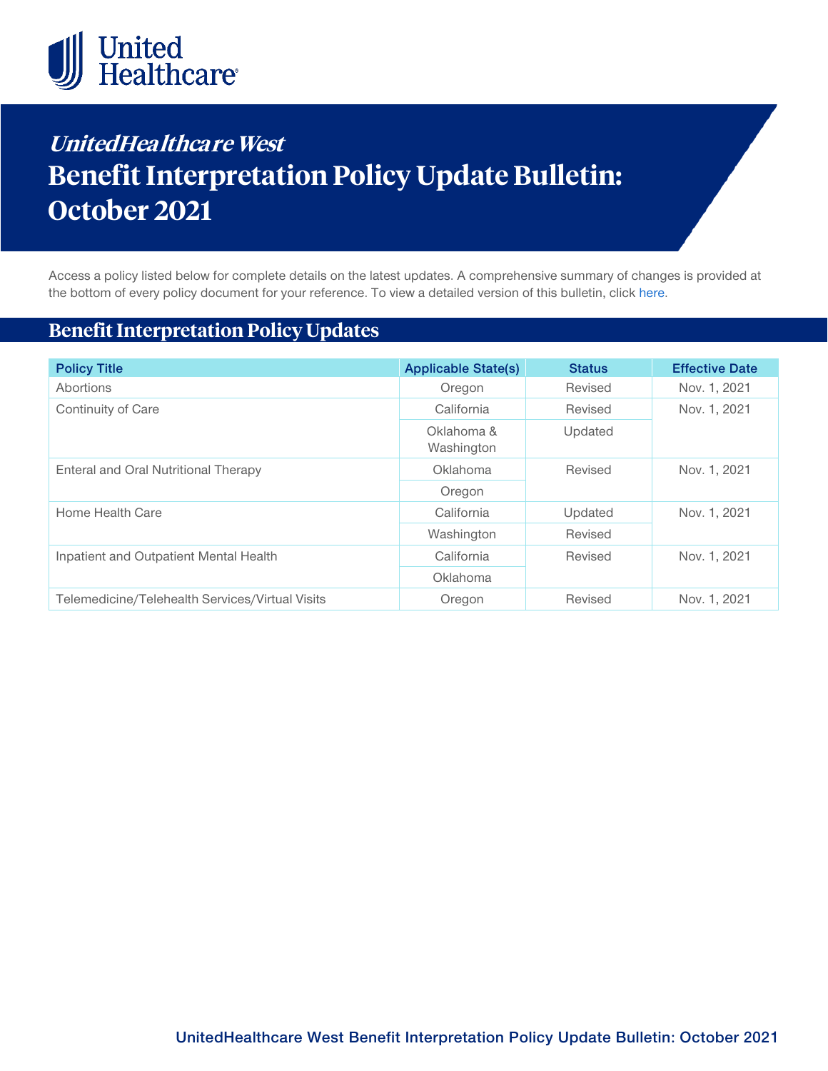# *UnitedHealthcare West*

# Benefit Interpretation Policy Update Bulletin: October 2021

Access a policy listed below for complete details on the latest updates. A comprehensive summary of changes is provided at the bottom of every policy document for your reference. To view a detailed version of this bulletin, click here.

## Benefit Interpretation Policy Updates

| Policy Title | Applicable State(s) | Status | Effective Date |
|---|---|---|---|
| Abortions | Oregon | Revised | Nov. 1, 2021 |
| Continuity of Care | California | Revised | Nov. 1, 2021 |
| | Oklahoma & Washington | Updated | |
| Enteral and Oral Nutritional Therapy | Oklahoma | Revised | Nov. 1, 2021 |
| | Oregon | | |
| Home Health Care | California | Updated | Nov. 1, 2021 |
| | Washington | Revised | |
| Inpatient and Outpatient Mental Health | California | Revised | Nov. 1, 2021 |
| | Oklahoma | | |
| Telemedicine/Telehealth Services/Virtual Visits | Oregon | Revised | Nov. 1, 2021 |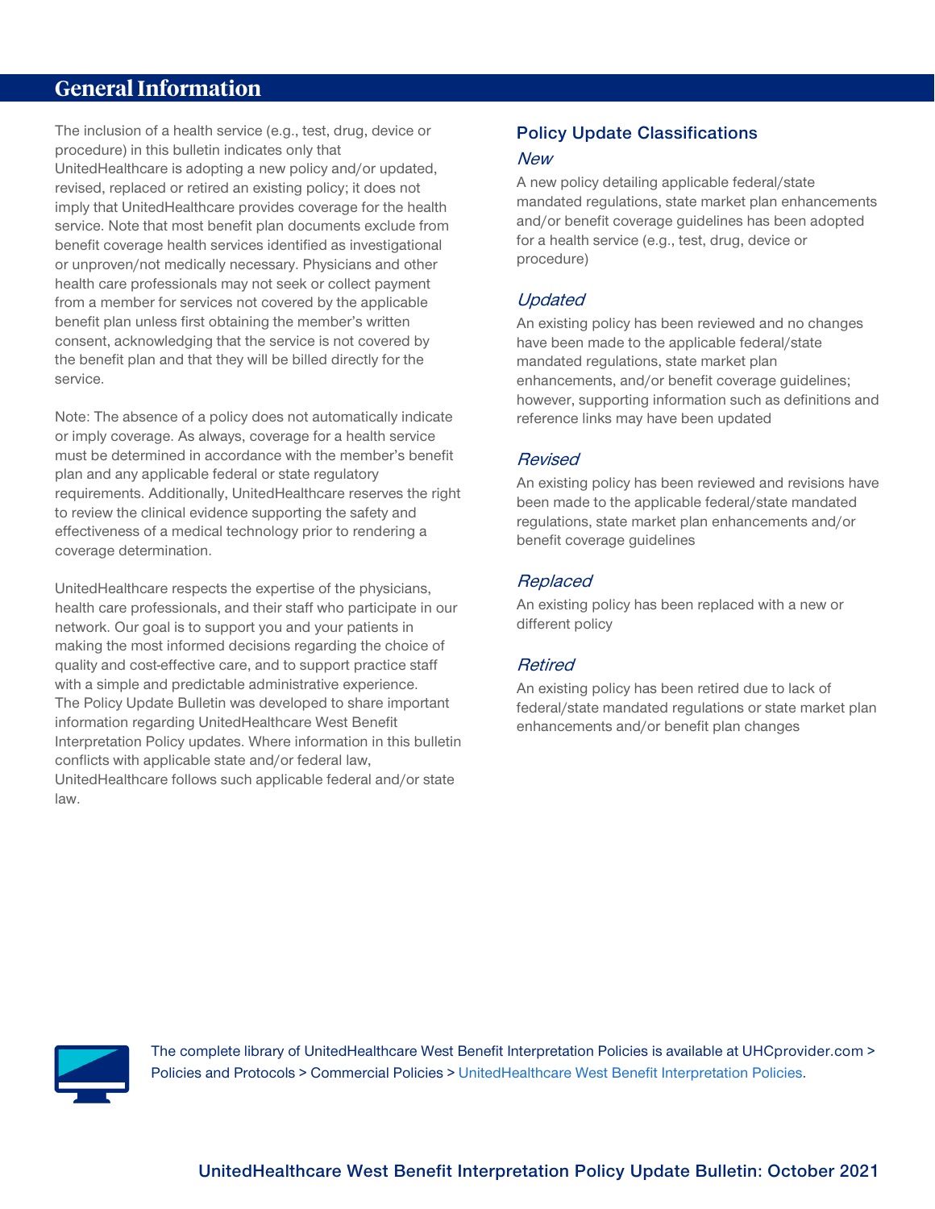## General Information

The inclusion of a health service (e.g., test, drug, device or procedure) in this bulletin indicates only that UnitedHealthcare is adopting a new policy and/or updated, revised, replaced or retired an existing policy; it does not imply that UnitedHealthcare provides coverage for the health service. Note that most benefit plan documents exclude from benefit coverage health services identified as investigational or unproven/not medically necessary. Physicians and other health care professionals may not seek or collect payment from a member for services not covered by the applicable benefit plan unless first obtaining the member's written consent, acknowledging that the service is not covered by the benefit plan and that they will be billed directly for the service.

Note: The absence of a policy does not automatically indicate or imply coverage. As always, coverage for a health service must be determined in accordance with the member's benefit plan and any applicable federal or state regulatory requirements. Additionally, UnitedHealthcare reserves the right to review the clinical evidence supporting the safety and effectiveness of a medical technology prior to rendering a coverage determination.

UnitedHealthcare respects the expertise of the physicians, health care professionals, and their staff who participate in our network. Our goal is to support you and your patients in making the most informed decisions regarding the choice of quality and cost-effective care, and to support practice staff with a simple and predictable administrative experience. The Policy Update Bulletin was developed to share important information regarding UnitedHealthcare West Benefit Interpretation Policy updates. Where information in this bulletin conflicts with applicable state and/or federal law, UnitedHealthcare follows such applicable federal and/or state law.

### Policy Update Classifications

*New*

A new policy detailing applicable federal/state mandated regulations, state market plan enhancements and/or benefit coverage guidelines has been adopted for a health service (e.g., test, drug, device or procedure)

*Updated*

An existing policy has been reviewed and no changes have been made to the applicable federal/state mandated regulations, state market plan enhancements, and/or benefit coverage guidelines; however, supporting information such as definitions and reference links may have been updated

*Revised*

An existing policy has been reviewed and revisions have been made to the applicable federal/state mandated regulations, state market plan enhancements and/or benefit coverage guidelines

*Replaced*

An existing policy has been replaced with a new or different policy

*Retired*

An existing policy has been retired due to lack of federal/state mandated regulations or state market plan enhancements and/or benefit plan changes

The complete library of UnitedHealthcare West Benefit Interpretation Policies is available at UHCprovider.com > Policies and Protocols > Commercial Policies > UnitedHealthcare West Benefit Interpretation Policies.